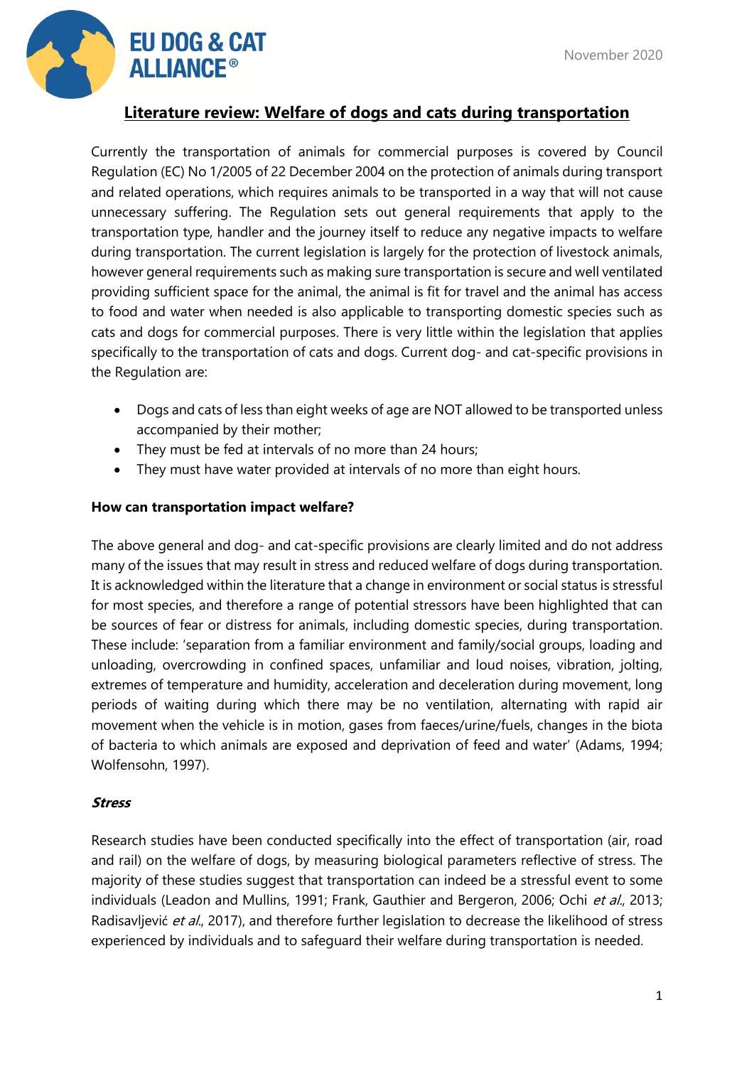# Literature review: Welfare of dogs and cats during transportation

Currently the transportation of animals for commercial purposes is covered by Council Regulation (EC) No 1/2005 of 22 December 2004 on the protection of animals during transport and related operations, which requires animals to be transported in a way that will not cause unnecessary suffering. The Regulation sets out general requirements that apply to the transportation type, handler and the journey itself to reduce any negative impacts to welfare during transportation. The current legislation is largely for the protection of livestock animals, however general requirements such as making sure transportation is secure and well ventilated providing sufficient space for the animal, the animal is fit for travel and the animal has access to food and water when needed is also applicable to transporting domestic species such as cats and dogs for commercial purposes. There is very little within the legislation that applies specifically to the transportation of cats and dogs. Current dog- and cat-specific provisions in the Regulation are:

- Dogs and cats of less than eight weeks of age are NOT allowed to be transported unless accompanied by their mother;
- They must be fed at intervals of no more than 24 hours;
- They must have water provided at intervals of no more than eight hours.

**How can transportation impact welfare?**

The above general and dog- and cat-specific provisions are clearly limited and do not address many of the issues that may result in stress and reduced welfare of dogs during transportation. It is acknowledged within the literature that a change in environment or social status is stressful for most species, and therefore a range of potential stressors have been highlighted that can be sources of fear or distress for animals, including domestic species, during transportation. These include: 'separation from a familiar environment and family/social groups, loading and unloading, overcrowding in confined spaces, unfamiliar and loud noises, vibration, jolting, extremes of temperature and humidity, acceleration and deceleration during movement, long periods of waiting during which there may be no ventilation, alternating with rapid air movement when the vehicle is in motion, gases from faeces/urine/fuels, changes in the biota of bacteria to which animals are exposed and deprivation of feed and water' (Adams, 1994; Wolfensohn, 1997).

***Stress***

Research studies have been conducted specifically into the effect of transportation (air, road and rail) on the welfare of dogs, by measuring biological parameters reflective of stress. The majority of these studies suggest that transportation can indeed be a stressful event to some individuals (Leadon and Mullins, 1991; Frank, Gauthier and Bergeron, 2006; Ochi *et al.*, 2013; Radisavljević *et al.*, 2017), and therefore further legislation to decrease the likelihood of stress experienced by individuals and to safeguard their welfare during transportation is needed.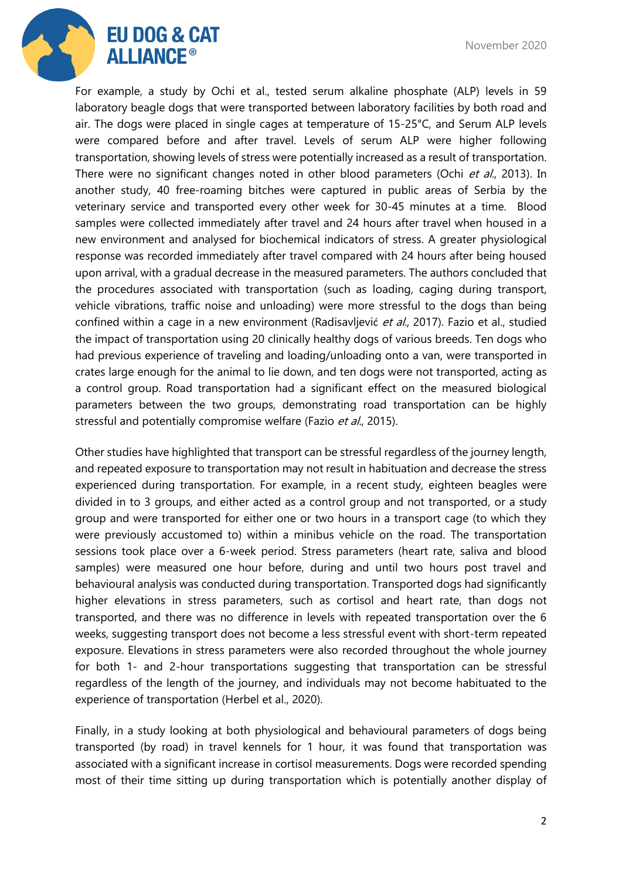For example, a study by Ochi et al., tested serum alkaline phosphate (ALP) levels in 59 laboratory beagle dogs that were transported between laboratory facilities by both road and air. The dogs were placed in single cages at temperature of 15-25°C, and Serum ALP levels were compared before and after travel. Levels of serum ALP were higher following transportation, showing levels of stress were potentially increased as a result of transportation. There were no significant changes noted in other blood parameters (Ochi *et al*., 2013). In another study, 40 free-roaming bitches were captured in public areas of Serbia by the veterinary service and transported every other week for 30-45 minutes at a time. Blood samples were collected immediately after travel and 24 hours after travel when housed in a new environment and analysed for biochemical indicators of stress. A greater physiological response was recorded immediately after travel compared with 24 hours after being housed upon arrival, with a gradual decrease in the measured parameters. The authors concluded that the procedures associated with transportation (such as loading, caging during transport, vehicle vibrations, traffic noise and unloading) were more stressful to the dogs than being confined within a cage in a new environment (Radisavljević *et al*., 2017). Fazio et al., studied the impact of transportation using 20 clinically healthy dogs of various breeds. Ten dogs who had previous experience of traveling and loading/unloading onto a van, were transported in crates large enough for the animal to lie down, and ten dogs were not transported, acting as a control group. Road transportation had a significant effect on the measured biological parameters between the two groups, demonstrating road transportation can be highly stressful and potentially compromise welfare (Fazio *et al*., 2015).

Other studies have highlighted that transport can be stressful regardless of the journey length, and repeated exposure to transportation may not result in habituation and decrease the stress experienced during transportation. For example, in a recent study, eighteen beagles were divided in to 3 groups, and either acted as a control group and not transported, or a study group and were transported for either one or two hours in a transport cage (to which they were previously accustomed to) within a minibus vehicle on the road. The transportation sessions took place over a 6-week period. Stress parameters (heart rate, saliva and blood samples) were measured one hour before, during and until two hours post travel and behavioural analysis was conducted during transportation. Transported dogs had significantly higher elevations in stress parameters, such as cortisol and heart rate, than dogs not transported, and there was no difference in levels with repeated transportation over the 6 weeks, suggesting transport does not become a less stressful event with short-term repeated exposure. Elevations in stress parameters were also recorded throughout the whole journey for both 1- and 2-hour transportations suggesting that transportation can be stressful regardless of the length of the journey, and individuals may not become habituated to the experience of transportation (Herbel et al., 2020).

Finally, in a study looking at both physiological and behavioural parameters of dogs being transported (by road) in travel kennels for 1 hour, it was found that transportation was associated with a significant increase in cortisol measurements. Dogs were recorded spending most of their time sitting up during transportation which is potentially another display of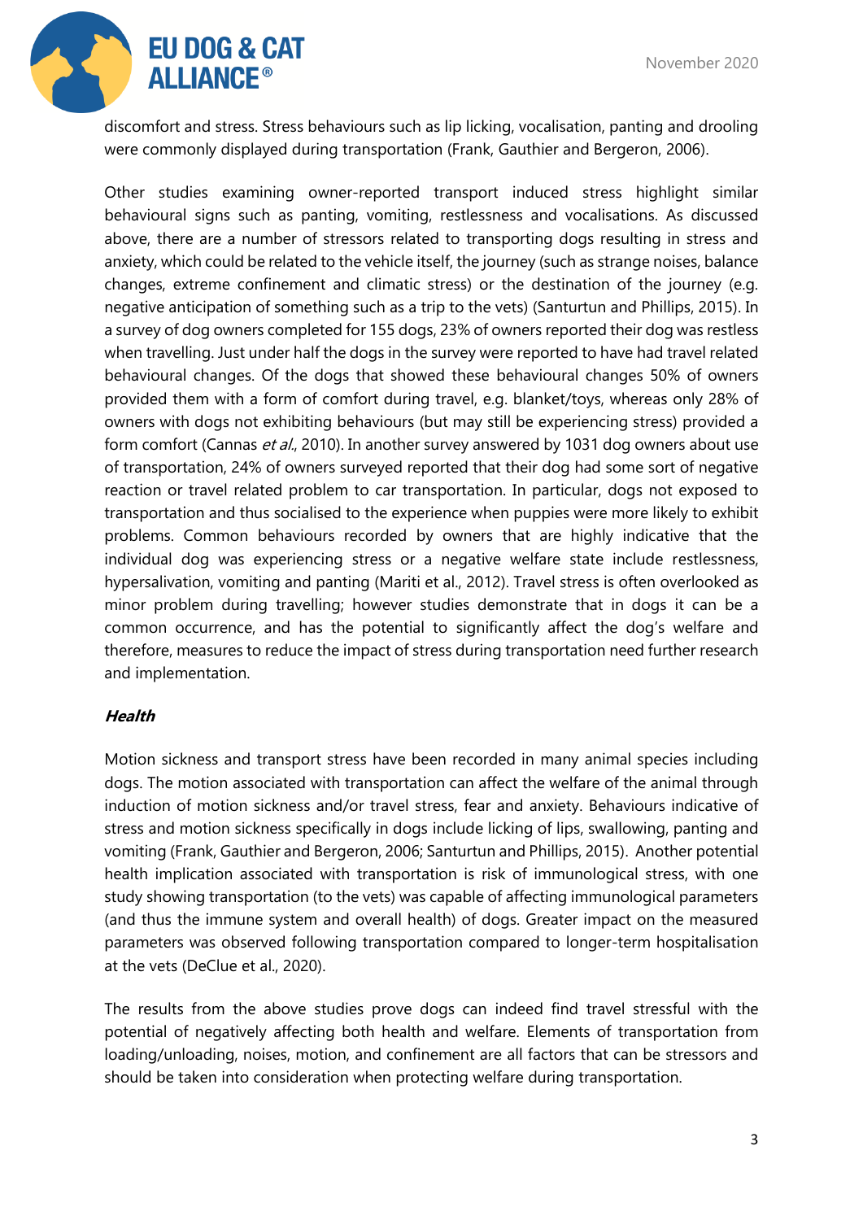discomfort and stress. Stress behaviours such as lip licking, vocalisation, panting and drooling were commonly displayed during transportation (Frank, Gauthier and Bergeron, 2006).

Other studies examining owner-reported transport induced stress highlight similar behavioural signs such as panting, vomiting, restlessness and vocalisations. As discussed above, there are a number of stressors related to transporting dogs resulting in stress and anxiety, which could be related to the vehicle itself, the journey (such as strange noises, balance changes, extreme confinement and climatic stress) or the destination of the journey (e.g. negative anticipation of something such as a trip to the vets) (Santurtun and Phillips, 2015). In a survey of dog owners completed for 155 dogs, 23% of owners reported their dog was restless when travelling. Just under half the dogs in the survey were reported to have had travel related behavioural changes. Of the dogs that showed these behavioural changes 50% of owners provided them with a form of comfort during travel, e.g. blanket/toys, whereas only 28% of owners with dogs not exhibiting behaviours (but may still be experiencing stress) provided a form comfort (Cannas *et al.*, 2010). In another survey answered by 1031 dog owners about use of transportation, 24% of owners surveyed reported that their dog had some sort of negative reaction or travel related problem to car transportation. In particular, dogs not exposed to transportation and thus socialised to the experience when puppies were more likely to exhibit problems. Common behaviours recorded by owners that are highly indicative that the individual dog was experiencing stress or a negative welfare state include restlessness, hypersalivation, vomiting and panting (Mariti et al., 2012). Travel stress is often overlooked as minor problem during travelling; however studies demonstrate that in dogs it can be a common occurrence, and has the potential to significantly affect the dog's welfare and therefore, measures to reduce the impact of stress during transportation need further research and implementation.

***Health***

Motion sickness and transport stress have been recorded in many animal species including dogs. The motion associated with transportation can affect the welfare of the animal through induction of motion sickness and/or travel stress, fear and anxiety. Behaviours indicative of stress and motion sickness specifically in dogs include licking of lips, swallowing, panting and vomiting (Frank, Gauthier and Bergeron, 2006; Santurtun and Phillips, 2015). Another potential health implication associated with transportation is risk of immunological stress, with one study showing transportation (to the vets) was capable of affecting immunological parameters (and thus the immune system and overall health) of dogs. Greater impact on the measured parameters was observed following transportation compared to longer-term hospitalisation at the vets (DeClue et al., 2020).

The results from the above studies prove dogs can indeed find travel stressful with the potential of negatively affecting both health and welfare. Elements of transportation from loading/unloading, noises, motion, and confinement are all factors that can be stressors and should be taken into consideration when protecting welfare during transportation.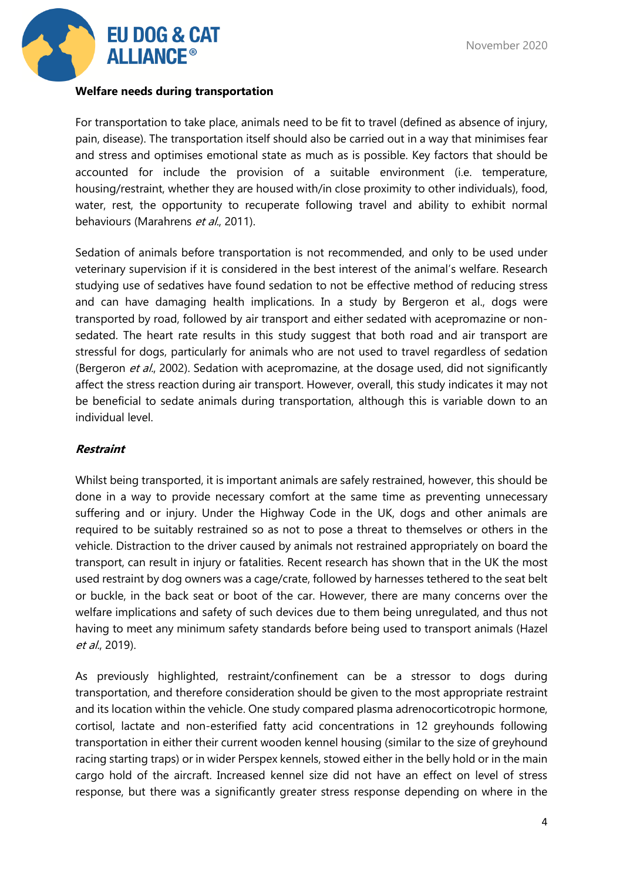**Welfare needs during transportation**

For transportation to take place, animals need to be fit to travel (defined as absence of injury, pain, disease). The transportation itself should also be carried out in a way that minimises fear and stress and optimises emotional state as much as is possible. Key factors that should be accounted for include the provision of a suitable environment (i.e. temperature, housing/restraint, whether they are housed with/in close proximity to other individuals), food, water, rest, the opportunity to recuperate following travel and ability to exhibit normal behaviours (Marahrens *et al.*, 2011).

Sedation of animals before transportation is not recommended, and only to be used under veterinary supervision if it is considered in the best interest of the animal's welfare. Research studying use of sedatives have found sedation to not be effective method of reducing stress and can have damaging health implications. In a study by Bergeron et al., dogs were transported by road, followed by air transport and either sedated with acepromazine or non-sedated. The heart rate results in this study suggest that both road and air transport are stressful for dogs, particularly for animals who are not used to travel regardless of sedation (Bergeron *et al.*, 2002). Sedation with acepromazine, at the dosage used, did not significantly affect the stress reaction during air transport. However, overall, this study indicates it may not be beneficial to sedate animals during transportation, although this is variable down to an individual level.

***Restraint***

Whilst being transported, it is important animals are safely restrained, however, this should be done in a way to provide necessary comfort at the same time as preventing unnecessary suffering and or injury. Under the Highway Code in the UK, dogs and other animals are required to be suitably restrained so as not to pose a threat to themselves or others in the vehicle. Distraction to the driver caused by animals not restrained appropriately on board the transport, can result in injury or fatalities. Recent research has shown that in the UK the most used restraint by dog owners was a cage/crate, followed by harnesses tethered to the seat belt or buckle, in the back seat or boot of the car. However, there are many concerns over the welfare implications and safety of such devices due to them being unregulated, and thus not having to meet any minimum safety standards before being used to transport animals (Hazel *et al.*, 2019).

As previously highlighted, restraint/confinement can be a stressor to dogs during transportation, and therefore consideration should be given to the most appropriate restraint and its location within the vehicle. One study compared plasma adrenocorticotropic hormone, cortisol, lactate and non-esterified fatty acid concentrations in 12 greyhounds following transportation in either their current wooden kennel housing (similar to the size of greyhound racing starting traps) or in wider Perspex kennels, stowed either in the belly hold or in the main cargo hold of the aircraft. Increased kennel size did not have an effect on level of stress response, but there was a significantly greater stress response depending on where in the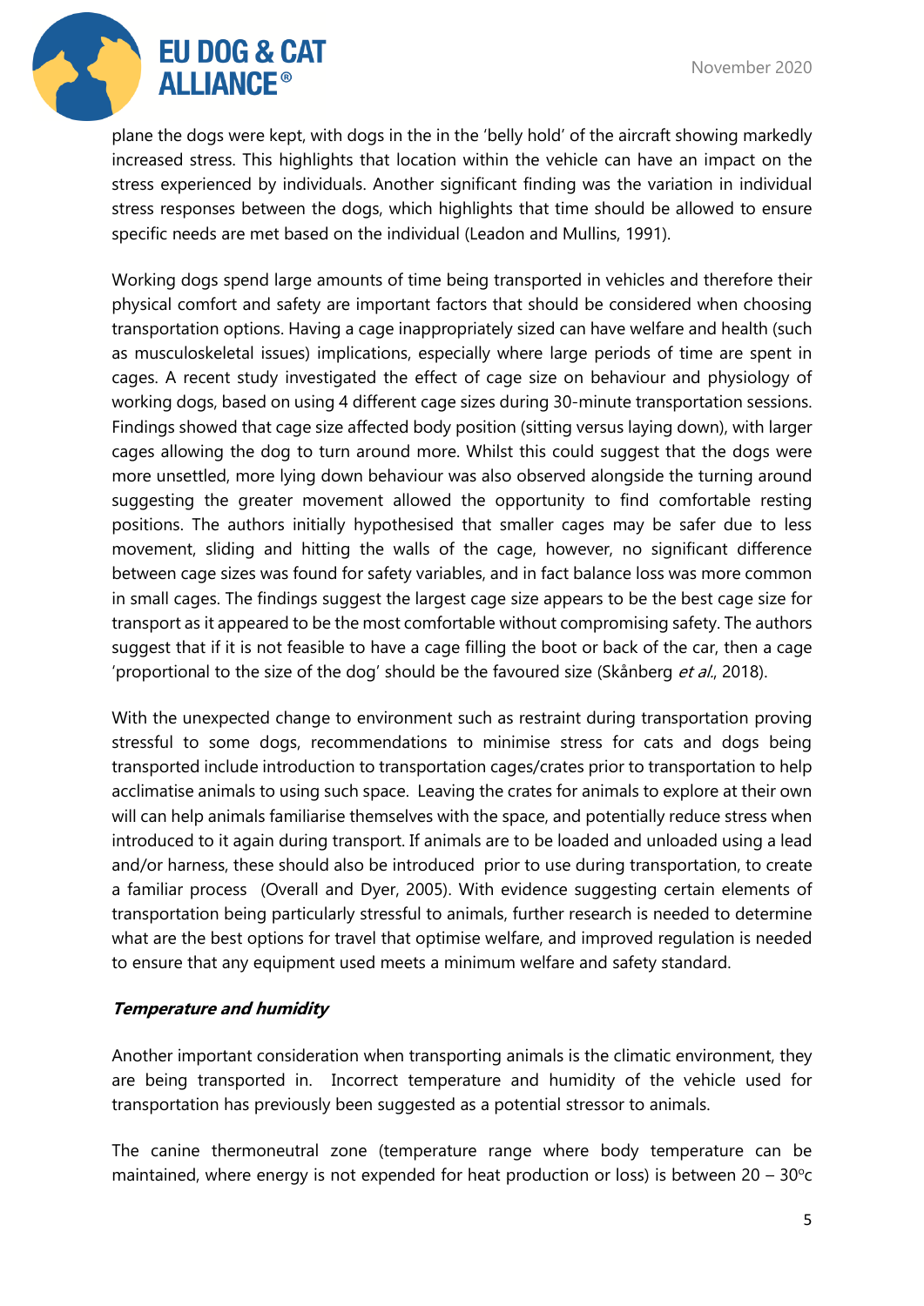plane the dogs were kept, with dogs in the in the 'belly hold' of the aircraft showing markedly increased stress. This highlights that location within the vehicle can have an impact on the stress experienced by individuals. Another significant finding was the variation in individual stress responses between the dogs, which highlights that time should be allowed to ensure specific needs are met based on the individual (Leadon and Mullins, 1991).

Working dogs spend large amounts of time being transported in vehicles and therefore their physical comfort and safety are important factors that should be considered when choosing transportation options. Having a cage inappropriately sized can have welfare and health (such as musculoskeletal issues) implications, especially where large periods of time are spent in cages. A recent study investigated the effect of cage size on behaviour and physiology of working dogs, based on using 4 different cage sizes during 30-minute transportation sessions. Findings showed that cage size affected body position (sitting versus laying down), with larger cages allowing the dog to turn around more. Whilst this could suggest that the dogs were more unsettled, more lying down behaviour was also observed alongside the turning around suggesting the greater movement allowed the opportunity to find comfortable resting positions. The authors initially hypothesised that smaller cages may be safer due to less movement, sliding and hitting the walls of the cage, however, no significant difference between cage sizes was found for safety variables, and in fact balance loss was more common in small cages. The findings suggest the largest cage size appears to be the best cage size for transport as it appeared to be the most comfortable without compromising safety. The authors suggest that if it is not feasible to have a cage filling the boot or back of the car, then a cage 'proportional to the size of the dog' should be the favoured size (Skånberg *et al.*, 2018).

With the unexpected change to environment such as restraint during transportation proving stressful to some dogs, recommendations to minimise stress for cats and dogs being transported include introduction to transportation cages/crates prior to transportation to help acclimatise animals to using such space. Leaving the crates for animals to explore at their own will can help animals familiarise themselves with the space, and potentially reduce stress when introduced to it again during transport. If animals are to be loaded and unloaded using a lead and/or harness, these should also be introduced prior to use during transportation, to create a familiar process (Overall and Dyer, 2005). With evidence suggesting certain elements of transportation being particularly stressful to animals, further research is needed to determine what are the best options for travel that optimise welfare, and improved regulation is needed to ensure that any equipment used meets a minimum welfare and safety standard.

***Temperature and humidity***

Another important consideration when transporting animals is the climatic environment, they are being transported in. Incorrect temperature and humidity of the vehicle used for transportation has previously been suggested as a potential stressor to animals.

The canine thermoneutral zone (temperature range where body temperature can be maintained, where energy is not expended for heat production or loss) is between 20 – 30°c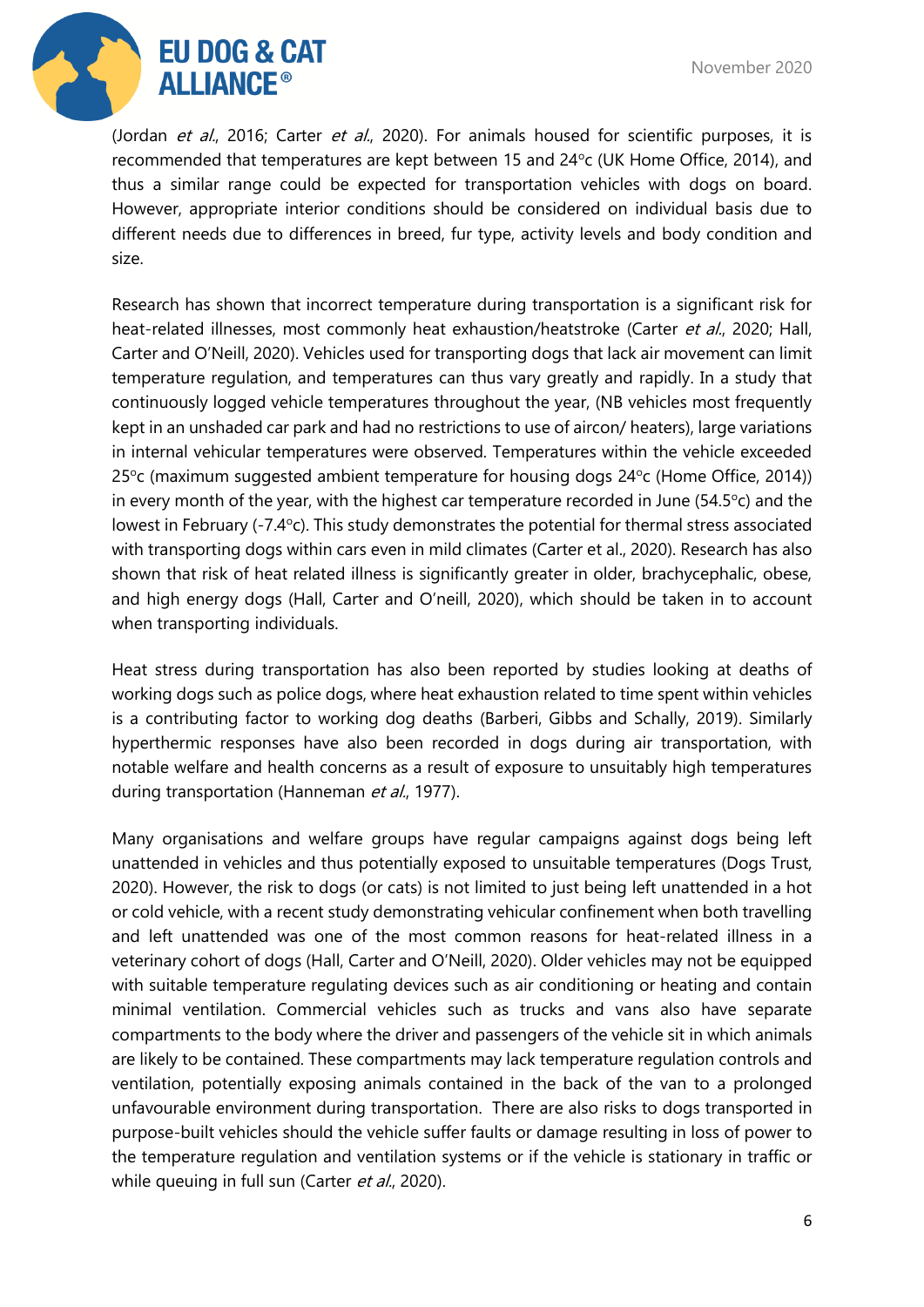(Jordan *et al*., 2016; Carter *et al*., 2020). For animals housed for scientific purposes, it is recommended that temperatures are kept between 15 and 24°c (UK Home Office, 2014), and thus a similar range could be expected for transportation vehicles with dogs on board. However, appropriate interior conditions should be considered on individual basis due to different needs due to differences in breed, fur type, activity levels and body condition and size.

Research has shown that incorrect temperature during transportation is a significant risk for heat-related illnesses, most commonly heat exhaustion/heatstroke (Carter *et al*., 2020; Hall, Carter and O'Neill, 2020). Vehicles used for transporting dogs that lack air movement can limit temperature regulation, and temperatures can thus vary greatly and rapidly. In a study that continuously logged vehicle temperatures throughout the year, (NB vehicles most frequently kept in an unshaded car park and had no restrictions to use of aircon/ heaters), large variations in internal vehicular temperatures were observed. Temperatures within the vehicle exceeded 25°c (maximum suggested ambient temperature for housing dogs 24°c (Home Office, 2014)) in every month of the year, with the highest car temperature recorded in June (54.5°c) and the lowest in February (-7.4°c). This study demonstrates the potential for thermal stress associated with transporting dogs within cars even in mild climates (Carter et al., 2020). Research has also shown that risk of heat related illness is significantly greater in older, brachycephalic, obese, and high energy dogs (Hall, Carter and O'neill, 2020), which should be taken in to account when transporting individuals.

Heat stress during transportation has also been reported by studies looking at deaths of working dogs such as police dogs, where heat exhaustion related to time spent within vehicles is a contributing factor to working dog deaths (Barberi, Gibbs and Schally, 2019). Similarly hyperthermic responses have also been recorded in dogs during air transportation, with notable welfare and health concerns as a result of exposure to unsuitably high temperatures during transportation (Hanneman *et al*., 1977).

Many organisations and welfare groups have regular campaigns against dogs being left unattended in vehicles and thus potentially exposed to unsuitable temperatures (Dogs Trust, 2020). However, the risk to dogs (or cats) is not limited to just being left unattended in a hot or cold vehicle, with a recent study demonstrating vehicular confinement when both travelling and left unattended was one of the most common reasons for heat-related illness in a veterinary cohort of dogs (Hall, Carter and O'Neill, 2020). Older vehicles may not be equipped with suitable temperature regulating devices such as air conditioning or heating and contain minimal ventilation. Commercial vehicles such as trucks and vans also have separate compartments to the body where the driver and passengers of the vehicle sit in which animals are likely to be contained. These compartments may lack temperature regulation controls and ventilation, potentially exposing animals contained in the back of the van to a prolonged unfavourable environment during transportation. There are also risks to dogs transported in purpose-built vehicles should the vehicle suffer faults or damage resulting in loss of power to the temperature regulation and ventilation systems or if the vehicle is stationary in traffic or while queuing in full sun (Carter *et al*., 2020).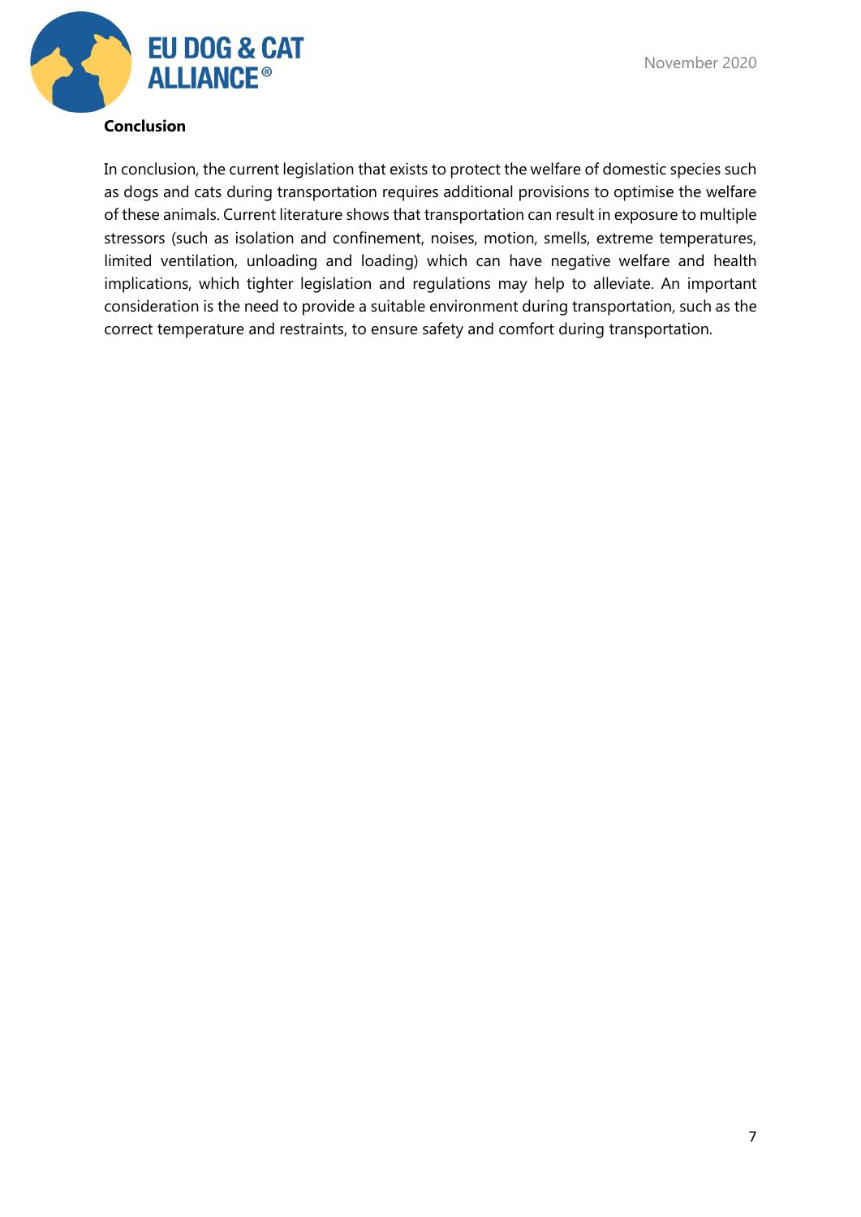## Conclusion

In conclusion, the current legislation that exists to protect the welfare of domestic species such as dogs and cats during transportation requires additional provisions to optimise the welfare of these animals. Current literature shows that transportation can result in exposure to multiple stressors (such as isolation and confinement, noises, motion, smells, extreme temperatures, limited ventilation, unloading and loading) which can have negative welfare and health implications, which tighter legislation and regulations may help to alleviate. An important consideration is the need to provide a suitable environment during transportation, such as the correct temperature and restraints, to ensure safety and comfort during transportation.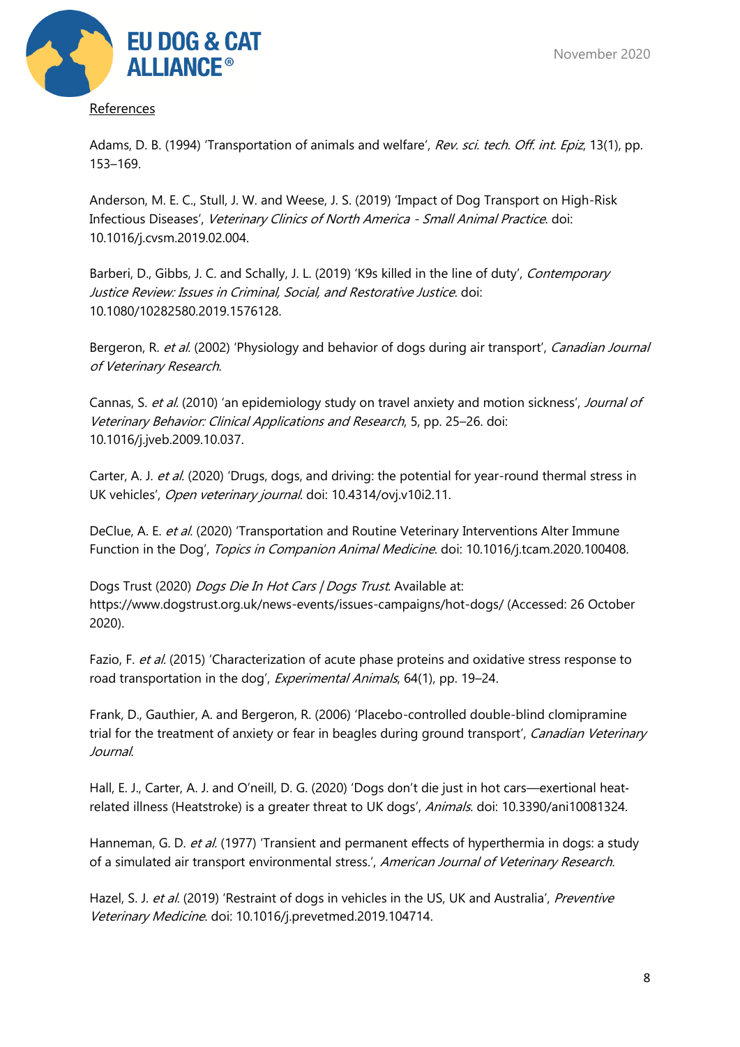References

Adams, D. B. (1994) 'Transportation of animals and welfare', *Rev. sci. tech. Off. int. Epiz*, 13(1), pp. 153–169.

Anderson, M. E. C., Stull, J. W. and Weese, J. S. (2019) 'Impact of Dog Transport on High-Risk Infectious Diseases', *Veterinary Clinics of North America - Small Animal Practice*. doi: 10.1016/j.cvsm.2019.02.004.

Barberi, D., Gibbs, J. C. and Schally, J. L. (2019) 'K9s killed in the line of duty', *Contemporary Justice Review: Issues in Criminal, Social, and Restorative Justice*. doi: 10.1080/10282580.2019.1576128.

Bergeron, R. *et al.* (2002) 'Physiology and behavior of dogs during air transport', *Canadian Journal of Veterinary Research*.

Cannas, S. *et al.* (2010) 'an epidemiology study on travel anxiety and motion sickness', *Journal of Veterinary Behavior: Clinical Applications and Research*, 5, pp. 25–26. doi: 10.1016/j.jveb.2009.10.037.

Carter, A. J. *et al.* (2020) 'Drugs, dogs, and driving: the potential for year-round thermal stress in UK vehicles', *Open veterinary journal*. doi: 10.4314/ovj.v10i2.11.

DeClue, A. E. *et al.* (2020) 'Transportation and Routine Veterinary Interventions Alter Immune Function in the Dog', *Topics in Companion Animal Medicine*. doi: 10.1016/j.tcam.2020.100408.

Dogs Trust (2020) *Dogs Die In Hot Cars | Dogs Trust*. Available at: https://www.dogstrust.org.uk/news-events/issues-campaigns/hot-dogs/ (Accessed: 26 October 2020).

Fazio, F. *et al.* (2015) 'Characterization of acute phase proteins and oxidative stress response to road transportation in the dog', *Experimental Animals*, 64(1), pp. 19–24.

Frank, D., Gauthier, A. and Bergeron, R. (2006) 'Placebo-controlled double-blind clomipramine trial for the treatment of anxiety or fear in beagles during ground transport', *Canadian Veterinary Journal*.

Hall, E. J., Carter, A. J. and O'neill, D. G. (2020) 'Dogs don't die just in hot cars—exertional heat-related illness (Heatstroke) is a greater threat to UK dogs', *Animals*. doi: 10.3390/ani10081324.

Hanneman, G. D. *et al.* (1977) 'Transient and permanent effects of hyperthermia in dogs: a study of a simulated air transport environmental stress.', *American Journal of Veterinary Research*.

Hazel, S. J. *et al.* (2019) 'Restraint of dogs in vehicles in the US, UK and Australia', *Preventive Veterinary Medicine*. doi: 10.1016/j.prevetmed.2019.104714.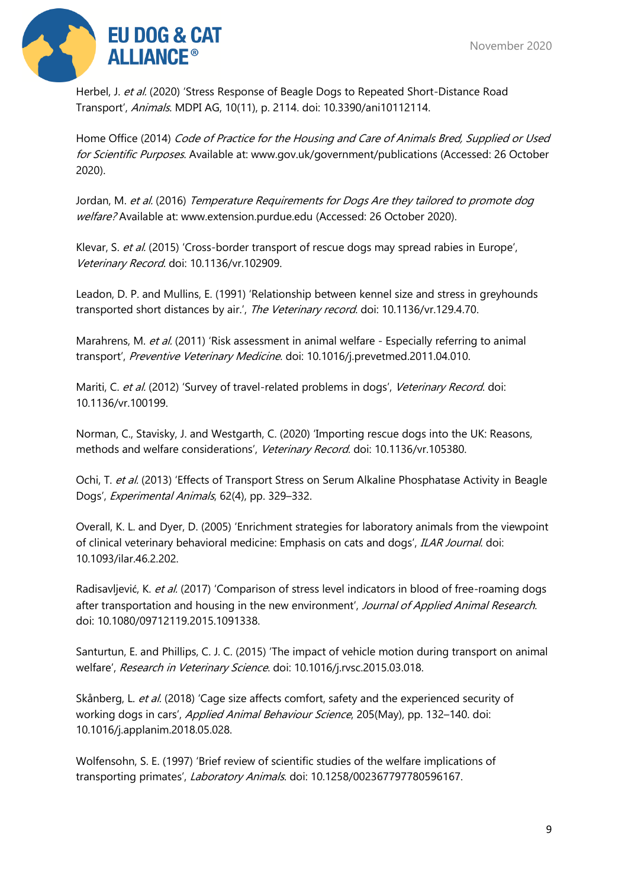Herbel, J. *et al.* (2020) 'Stress Response of Beagle Dogs to Repeated Short-Distance Road Transport', *Animals*. MDPI AG, 10(11), p. 2114. doi: 10.3390/ani10112114.

Home Office (2014) *Code of Practice for the Housing and Care of Animals Bred, Supplied or Used for Scientific Purposes*. Available at: www.gov.uk/government/publications (Accessed: 26 October 2020).

Jordan, M. *et al.* (2016) *Temperature Requirements for Dogs Are they tailored to promote dog welfare?* Available at: www.extension.purdue.edu (Accessed: 26 October 2020).

Klevar, S. *et al.* (2015) 'Cross-border transport of rescue dogs may spread rabies in Europe', *Veterinary Record*. doi: 10.1136/vr.102909.

Leadon, D. P. and Mullins, E. (1991) 'Relationship between kennel size and stress in greyhounds transported short distances by air.', *The Veterinary record*. doi: 10.1136/vr.129.4.70.

Marahrens, M. *et al.* (2011) 'Risk assessment in animal welfare - Especially referring to animal transport', *Preventive Veterinary Medicine*. doi: 10.1016/j.prevetmed.2011.04.010.

Mariti, C. *et al.* (2012) 'Survey of travel-related problems in dogs', *Veterinary Record*. doi: 10.1136/vr.100199.

Norman, C., Stavisky, J. and Westgarth, C. (2020) 'Importing rescue dogs into the UK: Reasons, methods and welfare considerations', *Veterinary Record*. doi: 10.1136/vr.105380.

Ochi, T. *et al.* (2013) 'Effects of Transport Stress on Serum Alkaline Phosphatase Activity in Beagle Dogs', *Experimental Animals*, 62(4), pp. 329–332.

Overall, K. L. and Dyer, D. (2005) 'Enrichment strategies for laboratory animals from the viewpoint of clinical veterinary behavioral medicine: Emphasis on cats and dogs', *ILAR Journal*. doi: 10.1093/ilar.46.2.202.

Radisavljević, K. *et al.* (2017) 'Comparison of stress level indicators in blood of free-roaming dogs after transportation and housing in the new environment', *Journal of Applied Animal Research*. doi: 10.1080/09712119.2015.1091338.

Santurtun, E. and Phillips, C. J. C. (2015) 'The impact of vehicle motion during transport on animal welfare', *Research in Veterinary Science*. doi: 10.1016/j.rvsc.2015.03.018.

Skånberg, L. *et al.* (2018) 'Cage size affects comfort, safety and the experienced security of working dogs in cars', *Applied Animal Behaviour Science*, 205(May), pp. 132–140. doi: 10.1016/j.applanim.2018.05.028.

Wolfensohn, S. E. (1997) 'Brief review of scientific studies of the welfare implications of transporting primates', *Laboratory Animals*. doi: 10.1258/002367797780596167.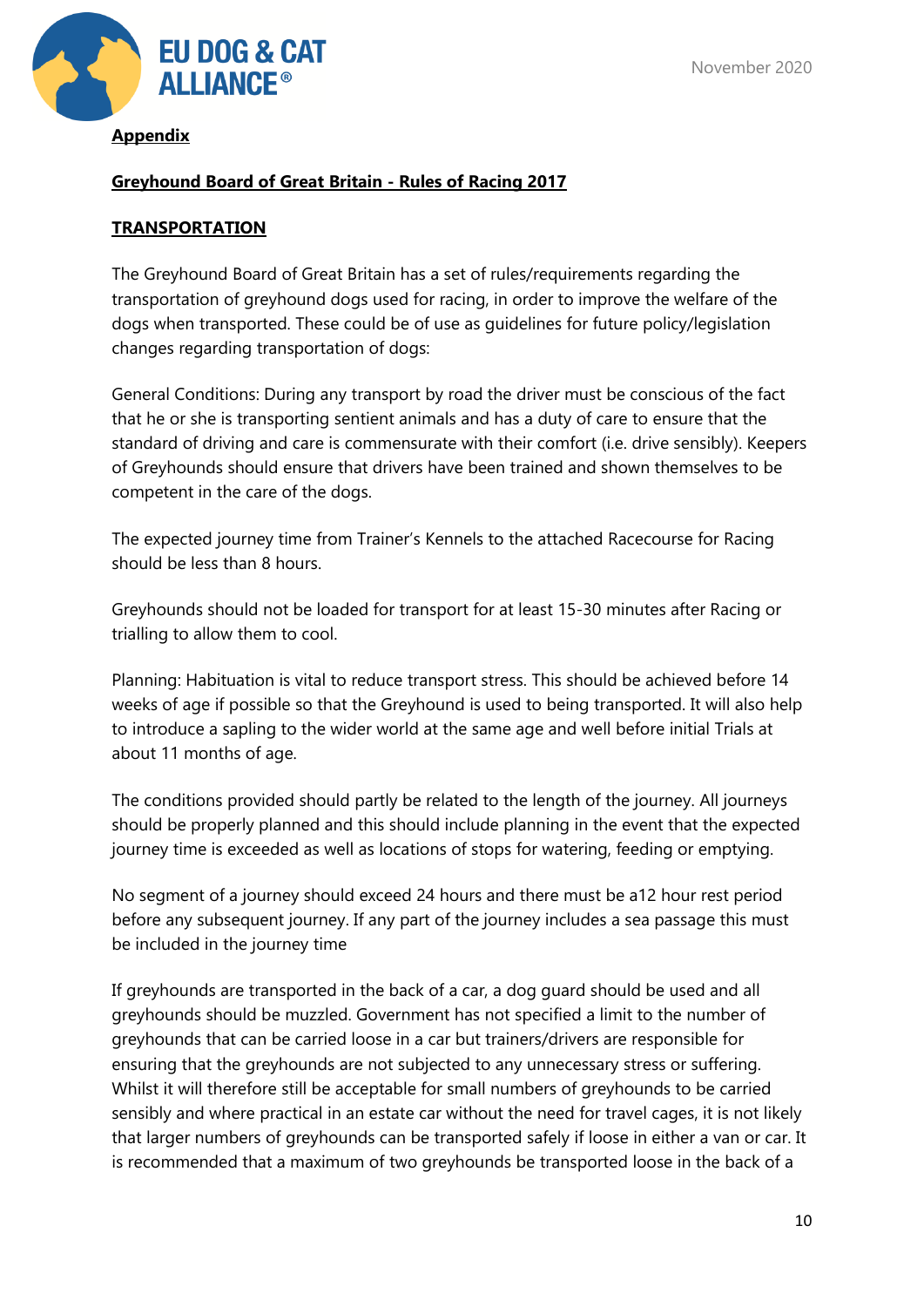**Appendix**

**Greyhound Board of Great Britain - Rules of Racing 2017**

**TRANSPORTATION**

The Greyhound Board of Great Britain has a set of rules/requirements regarding the transportation of greyhound dogs used for racing, in order to improve the welfare of the dogs when transported. These could be of use as guidelines for future policy/legislation changes regarding transportation of dogs:

General Conditions: During any transport by road the driver must be conscious of the fact that he or she is transporting sentient animals and has a duty of care to ensure that the standard of driving and care is commensurate with their comfort (i.e. drive sensibly). Keepers of Greyhounds should ensure that drivers have been trained and shown themselves to be competent in the care of the dogs.

The expected journey time from Trainer's Kennels to the attached Racecourse for Racing should be less than 8 hours.

Greyhounds should not be loaded for transport for at least 15-30 minutes after Racing or trialling to allow them to cool.

Planning: Habituation is vital to reduce transport stress. This should be achieved before 14 weeks of age if possible so that the Greyhound is used to being transported. It will also help to introduce a sapling to the wider world at the same age and well before initial Trials at about 11 months of age.

The conditions provided should partly be related to the length of the journey. All journeys should be properly planned and this should include planning in the event that the expected journey time is exceeded as well as locations of stops for watering, feeding or emptying.

No segment of a journey should exceed 24 hours and there must be a12 hour rest period before any subsequent journey. If any part of the journey includes a sea passage this must be included in the journey time

If greyhounds are transported in the back of a car, a dog guard should be used and all greyhounds should be muzzled. Government has not specified a limit to the number of greyhounds that can be carried loose in a car but trainers/drivers are responsible for ensuring that the greyhounds are not subjected to any unnecessary stress or suffering. Whilst it will therefore still be acceptable for small numbers of greyhounds to be carried sensibly and where practical in an estate car without the need for travel cages, it is not likely that larger numbers of greyhounds can be transported safely if loose in either a van or car. It is recommended that a maximum of two greyhounds be transported loose in the back of a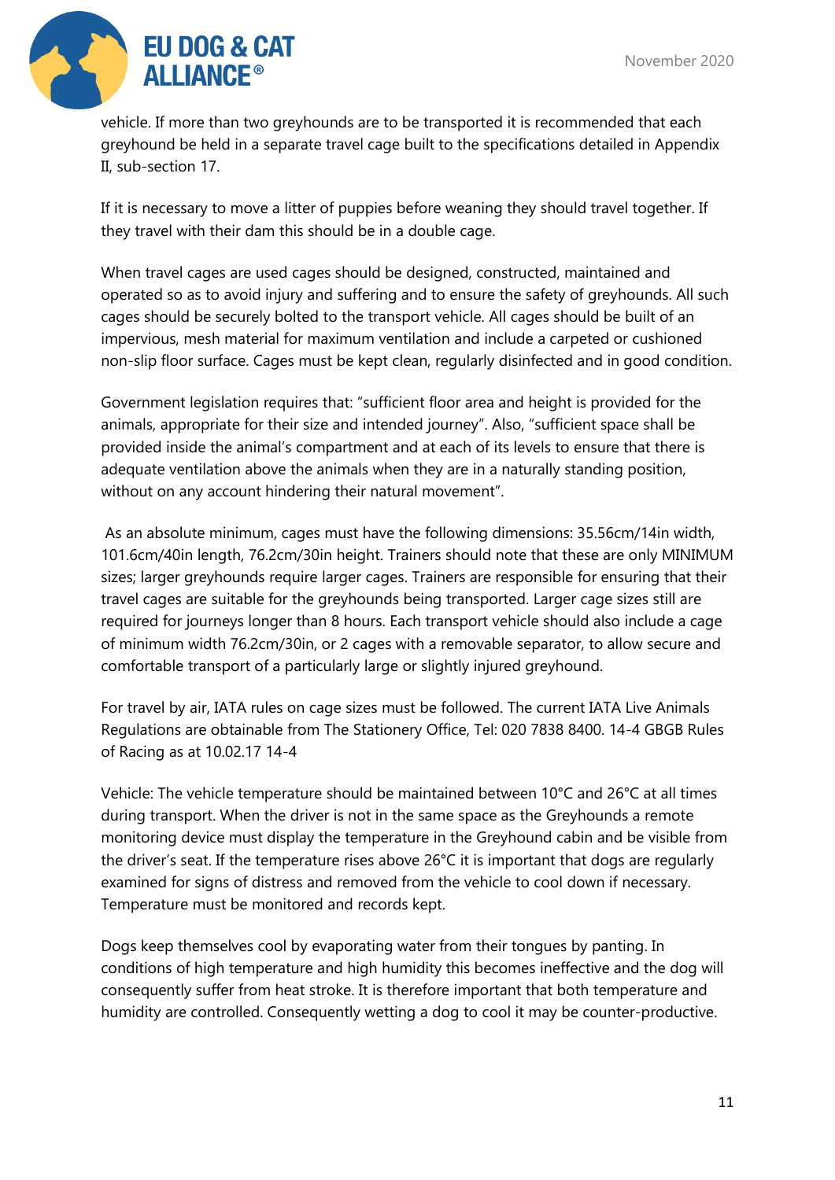vehicle. If more than two greyhounds are to be transported it is recommended that each greyhound be held in a separate travel cage built to the specifications detailed in Appendix II, sub-section 17.

If it is necessary to move a litter of puppies before weaning they should travel together. If they travel with their dam this should be in a double cage.

When travel cages are used cages should be designed, constructed, maintained and operated so as to avoid injury and suffering and to ensure the safety of greyhounds. All such cages should be securely bolted to the transport vehicle. All cages should be built of an impervious, mesh material for maximum ventilation and include a carpeted or cushioned non-slip floor surface. Cages must be kept clean, regularly disinfected and in good condition.

Government legislation requires that: "sufficient floor area and height is provided for the animals, appropriate for their size and intended journey". Also, "sufficient space shall be provided inside the animal's compartment and at each of its levels to ensure that there is adequate ventilation above the animals when they are in a naturally standing position, without on any account hindering their natural movement".

As an absolute minimum, cages must have the following dimensions: 35.56cm/14in width, 101.6cm/40in length, 76.2cm/30in height. Trainers should note that these are only MINIMUM sizes; larger greyhounds require larger cages. Trainers are responsible for ensuring that their travel cages are suitable for the greyhounds being transported. Larger cage sizes still are required for journeys longer than 8 hours. Each transport vehicle should also include a cage of minimum width 76.2cm/30in, or 2 cages with a removable separator, to allow secure and comfortable transport of a particularly large or slightly injured greyhound.

For travel by air, IATA rules on cage sizes must be followed. The current IATA Live Animals Regulations are obtainable from The Stationery Office, Tel: 020 7838 8400. 14-4 GBGB Rules of Racing as at 10.02.17 14-4

Vehicle: The vehicle temperature should be maintained between 10°C and 26°C at all times during transport. When the driver is not in the same space as the Greyhounds a remote monitoring device must display the temperature in the Greyhound cabin and be visible from the driver's seat. If the temperature rises above 26°C it is important that dogs are regularly examined for signs of distress and removed from the vehicle to cool down if necessary. Temperature must be monitored and records kept.

Dogs keep themselves cool by evaporating water from their tongues by panting. In conditions of high temperature and high humidity this becomes ineffective and the dog will consequently suffer from heat stroke. It is therefore important that both temperature and humidity are controlled. Consequently wetting a dog to cool it may be counter-productive.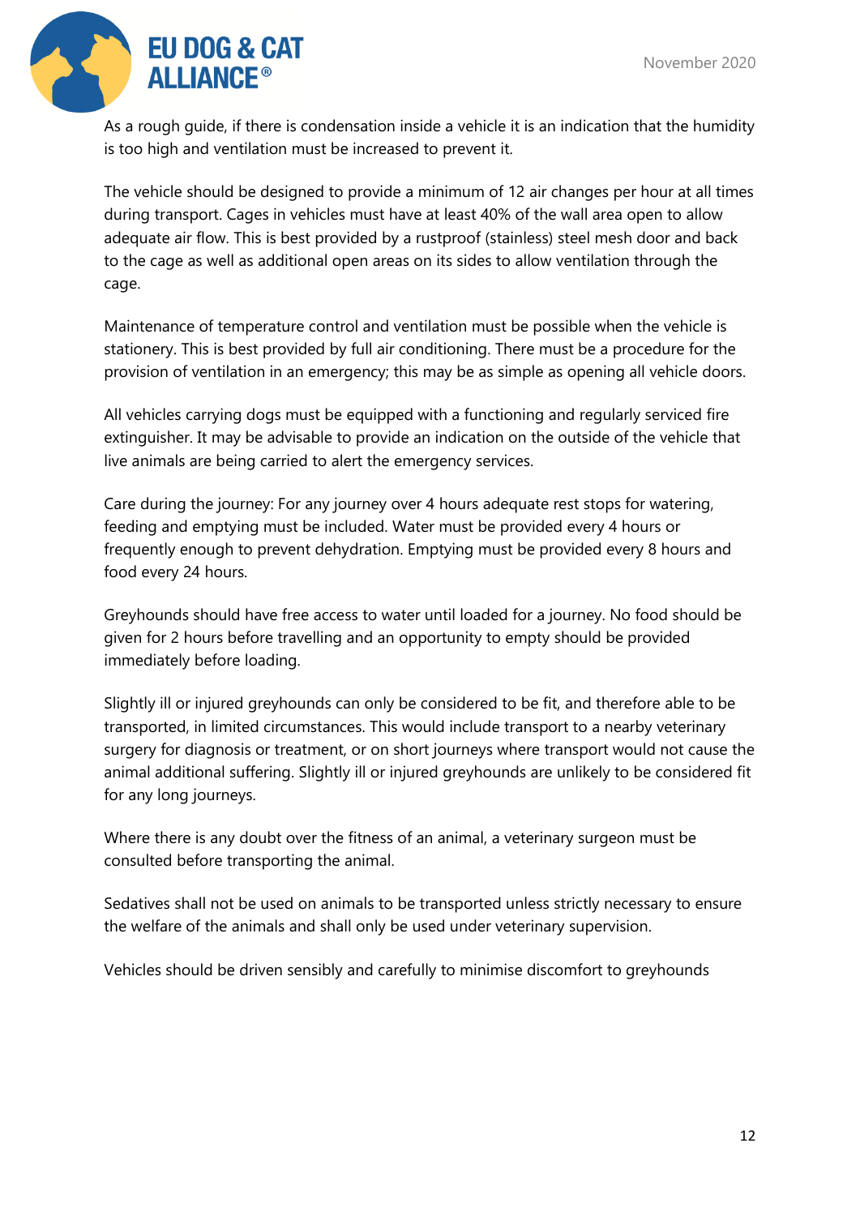As a rough guide, if there is condensation inside a vehicle it is an indication that the humidity is too high and ventilation must be increased to prevent it.

The vehicle should be designed to provide a minimum of 12 air changes per hour at all times during transport. Cages in vehicles must have at least 40% of the wall area open to allow adequate air flow. This is best provided by a rustproof (stainless) steel mesh door and back to the cage as well as additional open areas on its sides to allow ventilation through the cage.

Maintenance of temperature control and ventilation must be possible when the vehicle is stationery. This is best provided by full air conditioning. There must be a procedure for the provision of ventilation in an emergency; this may be as simple as opening all vehicle doors.

All vehicles carrying dogs must be equipped with a functioning and regularly serviced fire extinguisher. It may be advisable to provide an indication on the outside of the vehicle that live animals are being carried to alert the emergency services.

Care during the journey: For any journey over 4 hours adequate rest stops for watering, feeding and emptying must be included. Water must be provided every 4 hours or frequently enough to prevent dehydration. Emptying must be provided every 8 hours and food every 24 hours.

Greyhounds should have free access to water until loaded for a journey. No food should be given for 2 hours before travelling and an opportunity to empty should be provided immediately before loading.

Slightly ill or injured greyhounds can only be considered to be fit, and therefore able to be transported, in limited circumstances. This would include transport to a nearby veterinary surgery for diagnosis or treatment, or on short journeys where transport would not cause the animal additional suffering. Slightly ill or injured greyhounds are unlikely to be considered fit for any long journeys.

Where there is any doubt over the fitness of an animal, a veterinary surgeon must be consulted before transporting the animal.

Sedatives shall not be used on animals to be transported unless strictly necessary to ensure the welfare of the animals and shall only be used under veterinary supervision.

Vehicles should be driven sensibly and carefully to minimise discomfort to greyhounds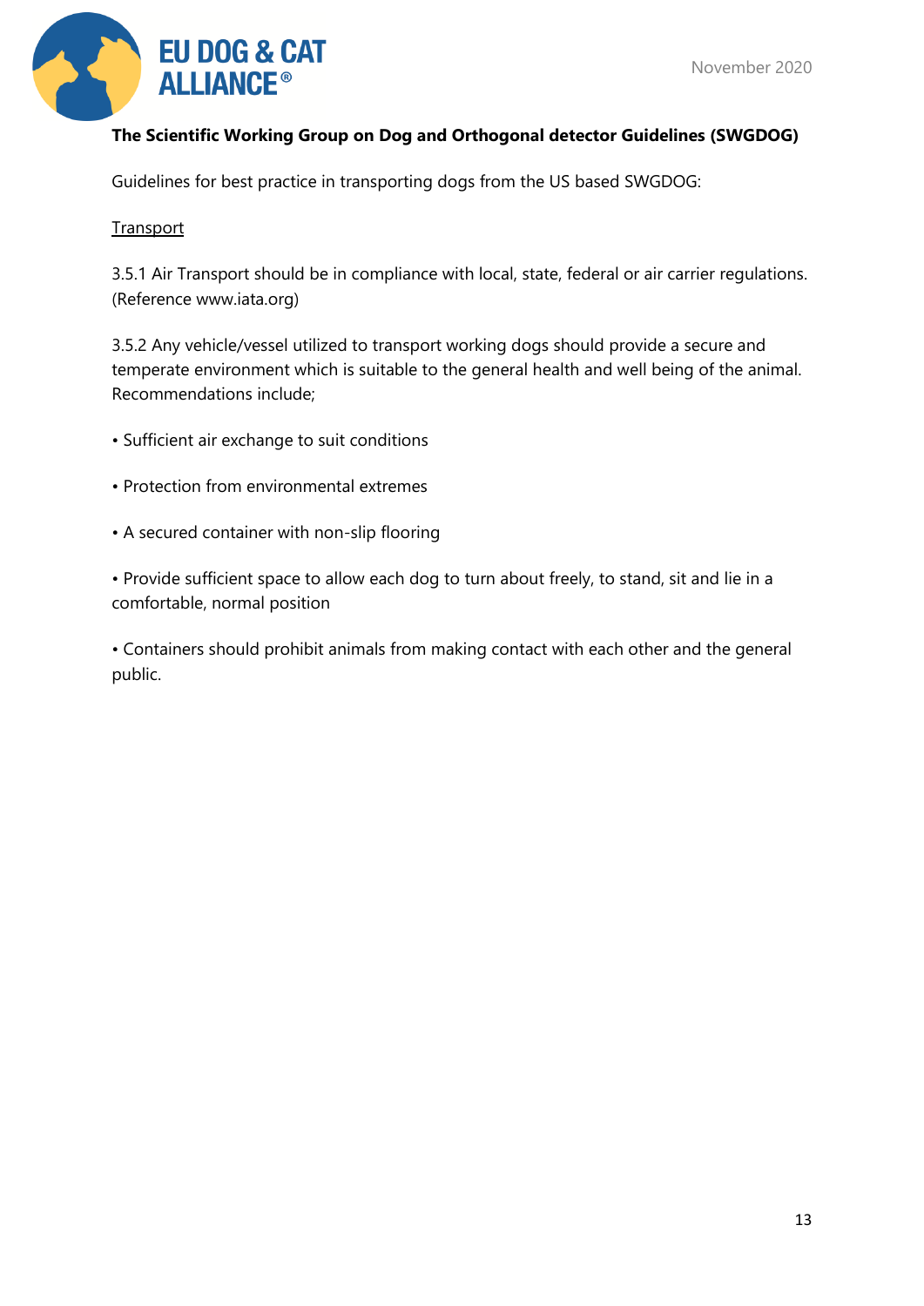**The Scientific Working Group on Dog and Orthogonal detector Guidelines (SWGDOG)**

Guidelines for best practice in transporting dogs from the US based SWGDOG:

Transport

3.5.1 Air Transport should be in compliance with local, state, federal or air carrier regulations. (Reference www.iata.org)

3.5.2 Any vehicle/vessel utilized to transport working dogs should provide a secure and temperate environment which is suitable to the general health and well being of the animal. Recommendations include;

- Sufficient air exchange to suit conditions
- Protection from environmental extremes
- A secured container with non-slip flooring
- Provide sufficient space to allow each dog to turn about freely, to stand, sit and lie in a comfortable, normal position
- Containers should prohibit animals from making contact with each other and the general public.